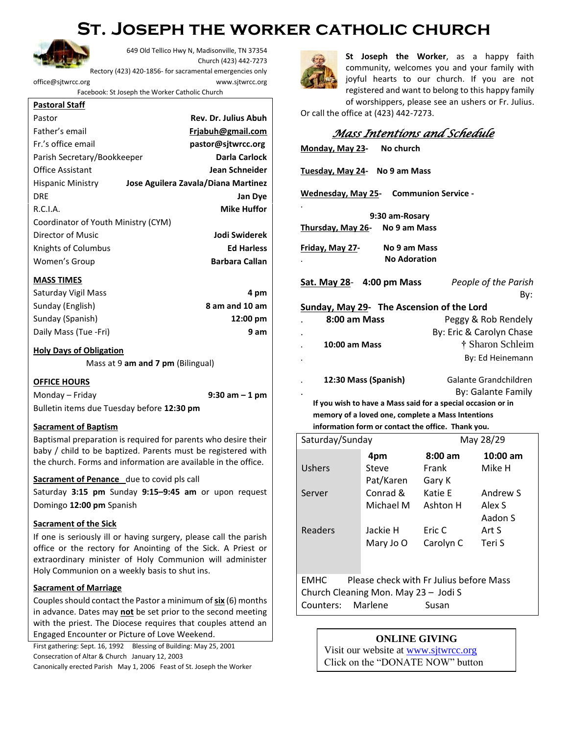# St. Joseph the Worker Catholic Church

649 Old Tellico Hwy N, Madisonville, TN 37354
Church (423) 442-7273
Rectory (423) 420-1856- for sacramental emergencies only
office@sjtwrcc.org www.sjtwrcc.org
Facebook: St Joseph the Worker Catholic Church

**Pastoral Staff**

| | |
|---|---|
| Pastor | **Rev. Dr. Julius Abuh** |
| Father's email | **Frjabuh@gmail.com** |
| Fr.'s office email | **pastor@sjtwrcc.org** |
| Parish Secretary/Bookkeeper | **Darla Carlock** |
| Office Assistant | **Jean Schneider** |
| Hispanic Ministry | **Jose Aguilera Zavala/Diana Martinez** |
| DRE | **Jan Dye** |
| R.C.I.A. | **Mike Huffor** |
| Coordinator of Youth Ministry (CYM) | |
| Director of Music | **Jodi Swiderek** |
| Knights of Columbus | **Ed Harless** |
| Women's Group | **Barbara Callan** |

**MASS TIMES**

| | |
|---|---|
| Saturday Vigil Mass | **4 pm** |
| Sunday (English) | **8 am and 10 am** |
| Sunday (Spanish) | **12:00 pm** |
| Daily Mass (Tue -Fri) | **9 am** |

**Holy Days of Obligation**

Mass at 9 **am and 7 pm** (Bilingual)

**OFFICE HOURS**

Monday – Friday **9:30 am – 1 pm**
Bulletin items due Tuesday before **12:30 pm**

**Sacrament of Baptism**

Baptismal preparation is required for parents who desire their baby / child to be baptized. Parents must be registered with the church. Forms and information are available in the office.

**Sacrament of Penance** due to covid pls call
Saturday **3:15 pm** Sunday **9:15–9:45 am** or upon request
Domingo **12:00 pm** Spanish

**Sacrament of the Sick**

If one is seriously ill or having surgery, please call the parish office or the rectory for Anointing of the Sick. A Priest or extraordinary minister of Holy Communion will administer Holy Communion on a weekly basis to shut ins.

**Sacrament of Marriage**

Couples should contact the Pastor a minimum of **six** (6) months in advance. Dates may **not** be set prior to the second meeting with the priest. The Diocese requires that couples attend an Engaged Encounter or Picture of Love Weekend.

First gathering: Sept. 16, 1992 Blessing of Building: May 25, 2001
Consecration of Altar & Church January 12, 2003
Canonically erected Parish May 1, 2006 Feast of St. Joseph the Worker

**St Joseph the Worker**, as a happy faith community, welcomes you and your family with joyful hearts to our church. If you are not registered and want to belong to this happy family of worshippers, please see an ushers or Fr. Julius. Or call the office at (423) 442-7273.

## *Mass Intentions and Schedule*

**Monday, May 23-** **No church**

**Tuesday, May 24-** **No 9 am Mass**

**Wednesday, May 25-** **Communion Service -**
**9:30 am-Rosary**

**Thursday, May 26-** **No 9 am Mass**

**Friday, May 27-** **No 9 am Mass**
**No Adoration**

**Sat. May 28- 4:00 pm Mass** *People of the Parish*
By:

**Sunday, May 29- The Ascension of the Lord**

**8:00 am Mass** Peggy & Rob Rendely
By: Eric & Carolyn Chase

**10:00 am Mass** † Sharon Schleim
By: Ed Heinemann

**12:30 Mass (Spanish)** Galante Grandchildren
By: Galante Family

**If you wish to have a Mass said for a special occasion or in memory of a loved one, complete a Mass Intentions information form or contact the office. Thank you.**

| Saturday/Sunday | | May 28/29 | |
|---|---|---|---|
| | **4pm** | **8:00 am** | **10:00 am** |
| Ushers | Steve<br>Pat/Karen | Frank<br>Gary K | Mike H |
| Server | Conrad &<br>Michael M | Katie E<br>Ashton H | Andrew S<br>Alex S<br>Aadon S |
| Readers | Jackie H<br>Mary Jo O | Eric C<br>Carolyn C | Art S<br>Teri S |

EMHC Please check with Fr Julius before Mass
Church Cleaning Mon. May 23 – Jodi S
Counters: Marlene Susan

**ONLINE GIVING**
Visit our website at www.sjtwrcc.org
Click on the "DONATE NOW" button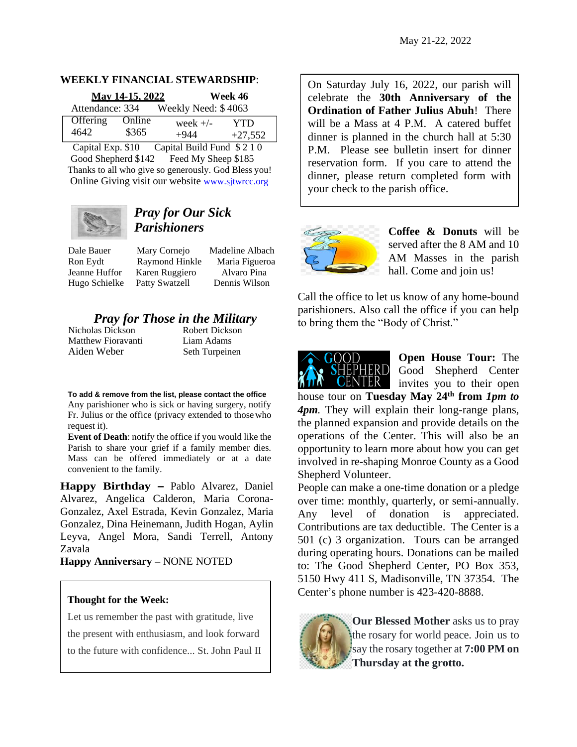May 21-22, 2022

**WEEKLY FINANCIAL STEWARDSHIP**:

| **May 14-15, 2022** | | **Week 46** | |
|---|---|---|---|
| Attendance: 334 | | Weekly Need: $ 4063 | |
| Offering 4642 | Online $365 | week +/- +944 | YTD +27,552 |

Capital Exp. $10 Capital Build Fund $ 2 1 0
Good Shepherd $142 Feed My Sheep $185
Thanks to all who give so generously. God Bless you!
Online Giving visit our website www.sjtwrcc.org

## *Pray for Our Sick Parishioners*

| | | |
|---|---|---|
| Dale Bauer | Mary Cornejo | Madeline Albach |
| Ron Eydt | Raymond Hinkle | Maria Figueroa |
| Jeanne Huffor | Karen Ruggiero | Alvaro Pina |
| Hugo Schielke | Patty Swatzell | Dennis Wilson |

## *Pray for Those in the Military*

| | |
|---|---|
| Nicholas Dickson | Robert Dickson |
| Matthew Fioravanti | Liam Adams |
| Aiden Weber | Seth Turpeinen |

**To add & remove from the list, please contact the office**
Any parishioner who is sick or having surgery, notify Fr. Julius or the office (privacy extended to those who request it).

**Event of Death**: notify the office if you would like the Parish to share your grief if a family member dies. Mass can be offered immediately or at a date convenient to the family.

**Happy Birthday –** Pablo Alvarez, Daniel Alvarez, Angelica Calderon, Maria Corona-Gonzalez, Axel Estrada, Kevin Gonzalez, Maria Gonzalez, Dina Heinemann, Judith Hogan, Aylin Leyva, Angel Mora, Sandi Terrell, Antony Zavala

**Happy Anniversary** – NONE NOTED

**Thought for the Week:**

Let us remember the past with gratitude, live the present with enthusiasm, and look forward to the future with confidence... St. John Paul II

On Saturday July 16, 2022, our parish will celebrate the **30th Anniversary of the Ordination of Father Julius Abuh**! There will be a Mass at 4 P.M. A catered buffet dinner is planned in the church hall at 5:30 P.M. Please see bulletin insert for dinner reservation form. If you care to attend the dinner, please return completed form with your check to the parish office.

**Coffee & Donuts** will be served after the 8 AM and 10 AM Masses in the parish hall. Come and join us!

Call the office to let us know of any home-bound parishioners. Also call the office if you can help to bring them the "Body of Christ."

**Open House Tour:** The Good Shepherd Center invites you to their open house tour on **Tuesday May 24th from *1pm to 4pm*.** They will explain their long-range plans, the planned expansion and provide details on the operations of the Center. This will also be an opportunity to learn more about how you can get involved in re-shaping Monroe County as a Good Shepherd Volunteer.

People can make a one-time donation or a pledge over time: monthly, quarterly, or semi-annually. Any level of donation is appreciated. Contributions are tax deductible. The Center is a 501 (c) 3 organization. Tours can be arranged during operating hours. Donations can be mailed to: The Good Shepherd Center, PO Box 353, 5150 Hwy 411 S, Madisonville, TN 37354. The Center's phone number is 423-420-8888.

**Our Blessed Mother** asks us to pray the rosary for world peace. Join us to say the rosary together at **7:00 PM on Thursday at the grotto.**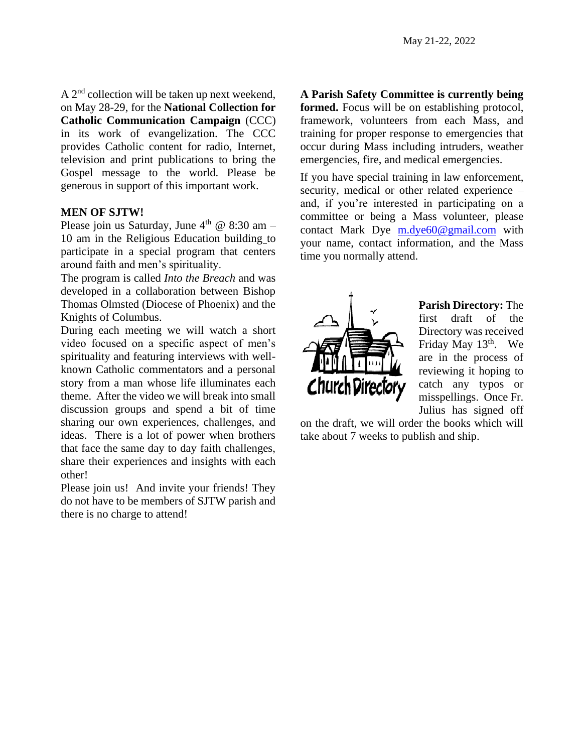A 2nd collection will be taken up next weekend, on May 28-29, for the **National Collection for Catholic Communication Campaign** (CCC) in its work of evangelization. The CCC provides Catholic content for radio, Internet, television and print publications to bring the Gospel message to the world. Please be generous in support of this important work.

**MEN OF SJTW!**

Please join us Saturday, June 4th @ 8:30 am – 10 am in the Religious Education building to participate in a special program that centers around faith and men's spirituality.

The program is called *Into the Breach* and was developed in a collaboration between Bishop Thomas Olmsted (Diocese of Phoenix) and the Knights of Columbus.

During each meeting we will watch a short video focused on a specific aspect of men's spirituality and featuring interviews with well-known Catholic commentators and a personal story from a man whose life illuminates each theme. After the video we will break into small discussion groups and spend a bit of time sharing our own experiences, challenges, and ideas. There is a lot of power when brothers that face the same day to day faith challenges, share their experiences and insights with each other!

Please join us! And invite your friends! They do not have to be members of SJTW parish and there is no charge to attend!

**A Parish Safety Committee is currently being formed.** Focus will be on establishing protocol, framework, volunteers from each Mass, and training for proper response to emergencies that occur during Mass including intruders, weather emergencies, fire, and medical emergencies.

If you have special training in law enforcement, security, medical or other related experience – and, if you're interested in participating on a committee or being a Mass volunteer, please contact Mark Dye m.dye60@gmail.com with your name, contact information, and the Mass time you normally attend.

Church Directory

**Parish Directory:** The first draft of the Directory was received Friday May 13th. We are in the process of reviewing it hoping to catch any typos or misspellings. Once Fr. Julius has signed off on the draft, we will order the books which will take about 7 weeks to publish and ship.